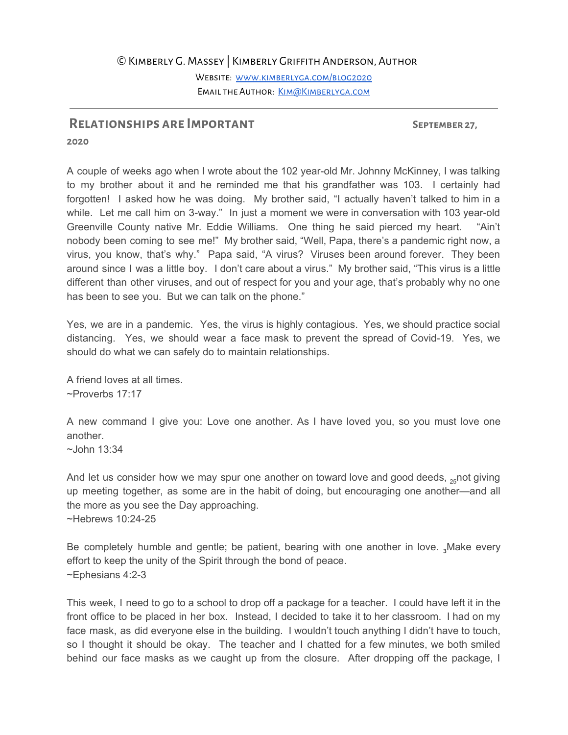© Kimberly G. Massey | Kimberly Griffith Anderson, Author

Website: [www.kimberlyga.com/blog2020](http://www.kimberlyga.com/blog2020)

Email the Author: [Kim@Kimberlyga.com](mailto:Kim@Kimberlyga.com)

---

## Relationships are Important

**September 27, 2020**

A couple of weeks ago when I wrote about the 102 year-old Mr. Johnny McKinney, I was talking to my brother about it and he reminded me that his grandfather was 103. I certainly had forgotten! I asked how he was doing. My brother said, "I actually haven't talked to him in a while. Let me call him on 3-way." In just a moment we were in conversation with 103 year-old Greenville County native Mr. Eddie Williams. One thing he said pierced my heart. "Ain't nobody been coming to see me!" My brother said, "Well, Papa, there's a pandemic right now, a virus, you know, that's why." Papa said, "A virus? Viruses been around forever. They been around since I was a little boy. I don't care about a virus." My brother said, "This virus is a little different than other viruses, and out of respect for you and your age, that's probably why no one has been to see you. But we can talk on the phone."

Yes, we are in a pandemic. Yes, the virus is highly contagious. Yes, we should practice social distancing. Yes, we should wear a face mask to prevent the spread of Covid-19. Yes, we should do what we can safely do to maintain relationships.

A friend loves at all times.
~Proverbs 17:17

A new command I give you: Love one another. As I have loved you, so you must love one another.
~John 13:34

And let us consider how we may spur one another on toward love and good deeds, [25]not giving up meeting together, as some are in the habit of doing, but encouraging one another—and all the more as you see the Day approaching.
~Hebrews 10:24-25

Be completely humble and gentle; be patient, bearing with one another in love. [3]Make every effort to keep the unity of the Spirit through the bond of peace.
~Ephesians 4:2-3

This week, I need to go to a school to drop off a package for a teacher. I could have left it in the front office to be placed in her box. Instead, I decided to take it to her classroom. I had on my face mask, as did everyone else in the building. I wouldn't touch anything I didn't have to touch, so I thought it should be okay. The teacher and I chatted for a few minutes, we both smiled behind our face masks as we caught up from the closure. After dropping off the package, I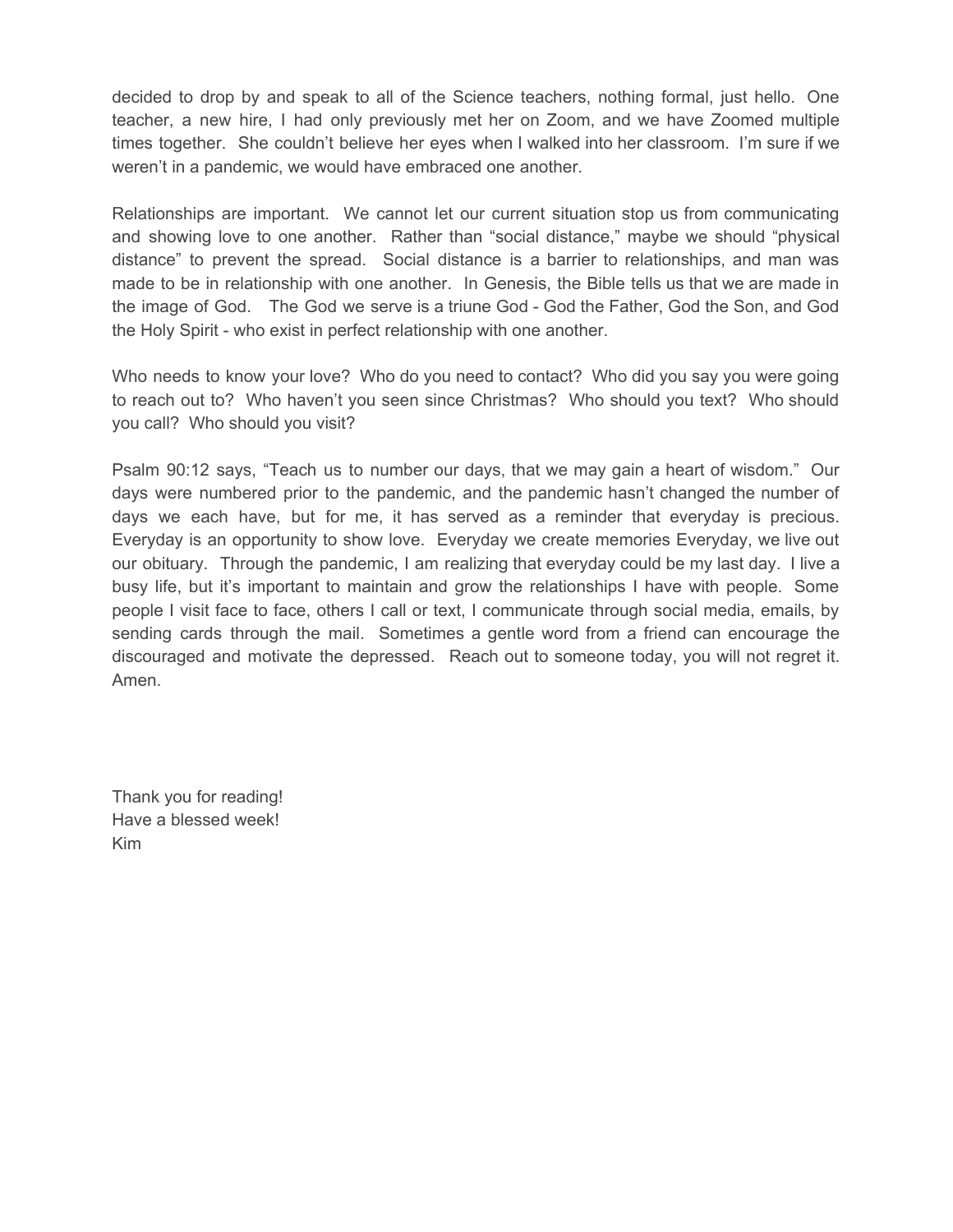decided to drop by and speak to all of the Science teachers, nothing formal, just hello. One teacher, a new hire, I had only previously met her on Zoom, and we have Zoomed multiple times together. She couldn't believe her eyes when I walked into her classroom. I'm sure if we weren't in a pandemic, we would have embraced one another.

Relationships are important. We cannot let our current situation stop us from communicating and showing love to one another. Rather than "social distance," maybe we should "physical distance" to prevent the spread. Social distance is a barrier to relationships, and man was made to be in relationship with one another. In Genesis, the Bible tells us that we are made in the image of God. The God we serve is a triune God - God the Father, God the Son, and God the Holy Spirit - who exist in perfect relationship with one another.

Who needs to know your love? Who do you need to contact? Who did you say you were going to reach out to? Who haven't you seen since Christmas? Who should you text? Who should you call? Who should you visit?

Psalm 90:12 says, "Teach us to number our days, that we may gain a heart of wisdom." Our days were numbered prior to the pandemic, and the pandemic hasn't changed the number of days we each have, but for me, it has served as a reminder that everyday is precious. Everyday is an opportunity to show love. Everyday we create memories Everyday, we live out our obituary. Through the pandemic, I am realizing that everyday could be my last day. I live a busy life, but it's important to maintain and grow the relationships I have with people. Some people I visit face to face, others I call or text, I communicate through social media, emails, by sending cards through the mail. Sometimes a gentle word from a friend can encourage the discouraged and motivate the depressed. Reach out to someone today, you will not regret it. Amen.

Thank you for reading!
Have a blessed week!
Kim